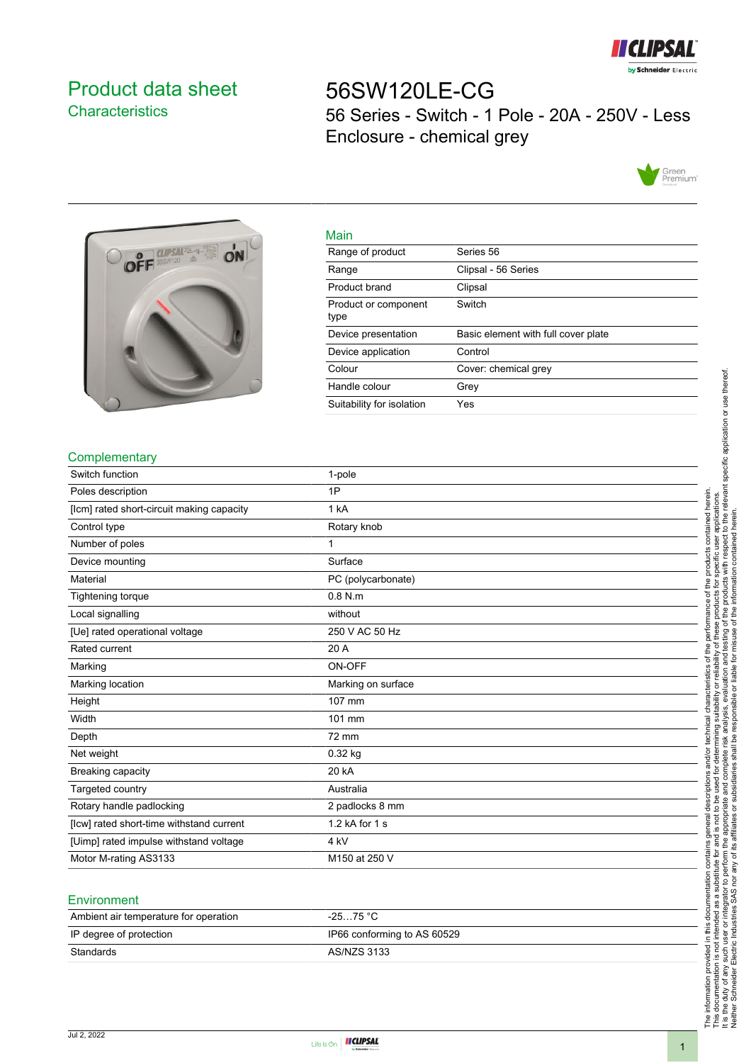# Product data sheet

## Characteristics

# 56SW120LE-CG

56 Series - Switch - 1 Pole - 20A - 250V - Less Enclosure - chemical grey

## Main

| | |
|---|---|
| Range of product | Series 56 |
| Range | Clipsal - 56 Series |
| Product brand | Clipsal |
| Product or component type | Switch |
| Device presentation | Basic element with full cover plate |
| Device application | Control |
| Colour | Cover: chemical grey |
| Handle colour | Grey |
| Suitability for isolation | Yes |

## Complementary

| | |
|---|---|
| Switch function | 1-pole |
| Poles description | 1P |
| [Icm] rated short-circuit making capacity | 1 kA |
| Control type | Rotary knob |
| Number of poles | 1 |
| Device mounting | Surface |
| Material | PC (polycarbonate) |
| Tightening torque | 0.8 N.m |
| Local signalling | without |
| [Ue] rated operational voltage | 250 V AC 50 Hz |
| Rated current | 20 A |
| Marking | ON-OFF |
| Marking location | Marking on surface |
| Height | 107 mm |
| Width | 101 mm |
| Depth | 72 mm |
| Net weight | 0.32 kg |
| Breaking capacity | 20 kA |
| Targeted country | Australia |
| Rotary handle padlocking | 2 padlocks 8 mm |
| [Icw] rated short-time withstand current | 1.2 kA for 1 s |
| [Uimp] rated impulse withstand voltage | 4 kV |
| Motor M-rating AS3133 | M150 at 250 V |

## Environment

| | |
|---|---|
| Ambient air temperature for operation | -25…75 °C |
| IP degree of protection | IP66 conforming to AS 60529 |
| Standards | AS/NZS 3133 |

The information provided in this documentation contains general descriptions and/or technical characteristics of the performance of the products contained herein. This documentation is not intended as a substitute for and is not to be used for determining suitability or reliability of these products for specific user applications. It is the duty of any such user or integrator to perform the appropriate and complete risk analysis, evaluation and testing of the products with respect to the relevant specific application or use thereof. Neither Schneider Electric Industries SAS nor any of its affiliates or subsidiaries shall be responsible or liable for misuse of the information contained herein.

Jul 2, 2022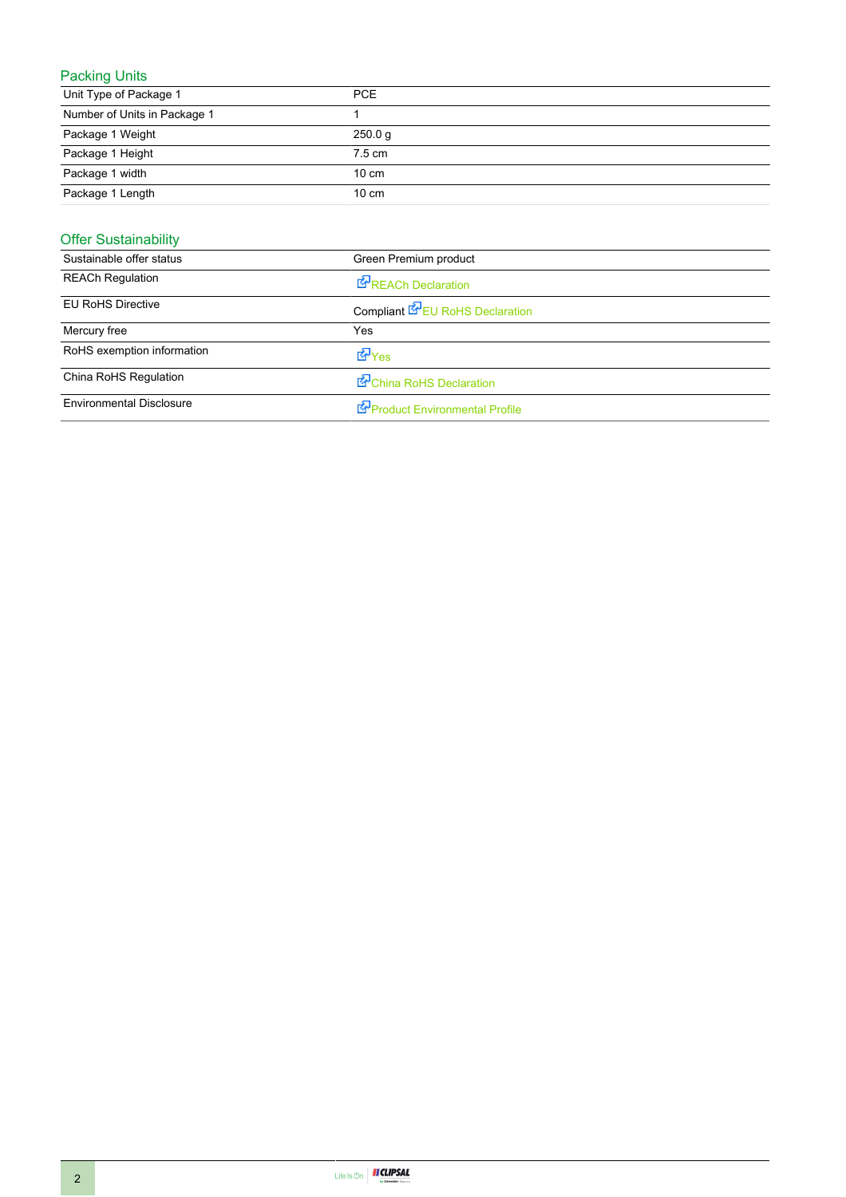## Packing Units

| | |
|---|---|
| Unit Type of Package 1 | PCE |
| Number of Units in Package 1 | 1 |
| Package 1 Weight | 250.0 g |
| Package 1 Height | 7.5 cm |
| Package 1 width | 10 cm |
| Package 1 Length | 10 cm |

## Offer Sustainability

| | |
|---|---|
| Sustainable offer status | Green Premium product |
| REACh Regulation | REACh Declaration |
| EU RoHS Directive | Compliant EU RoHS Declaration |
| Mercury free | Yes |
| RoHS exemption information | Yes |
| China RoHS Regulation | China RoHS Declaration |
| Environmental Disclosure | Product Environmental Profile |